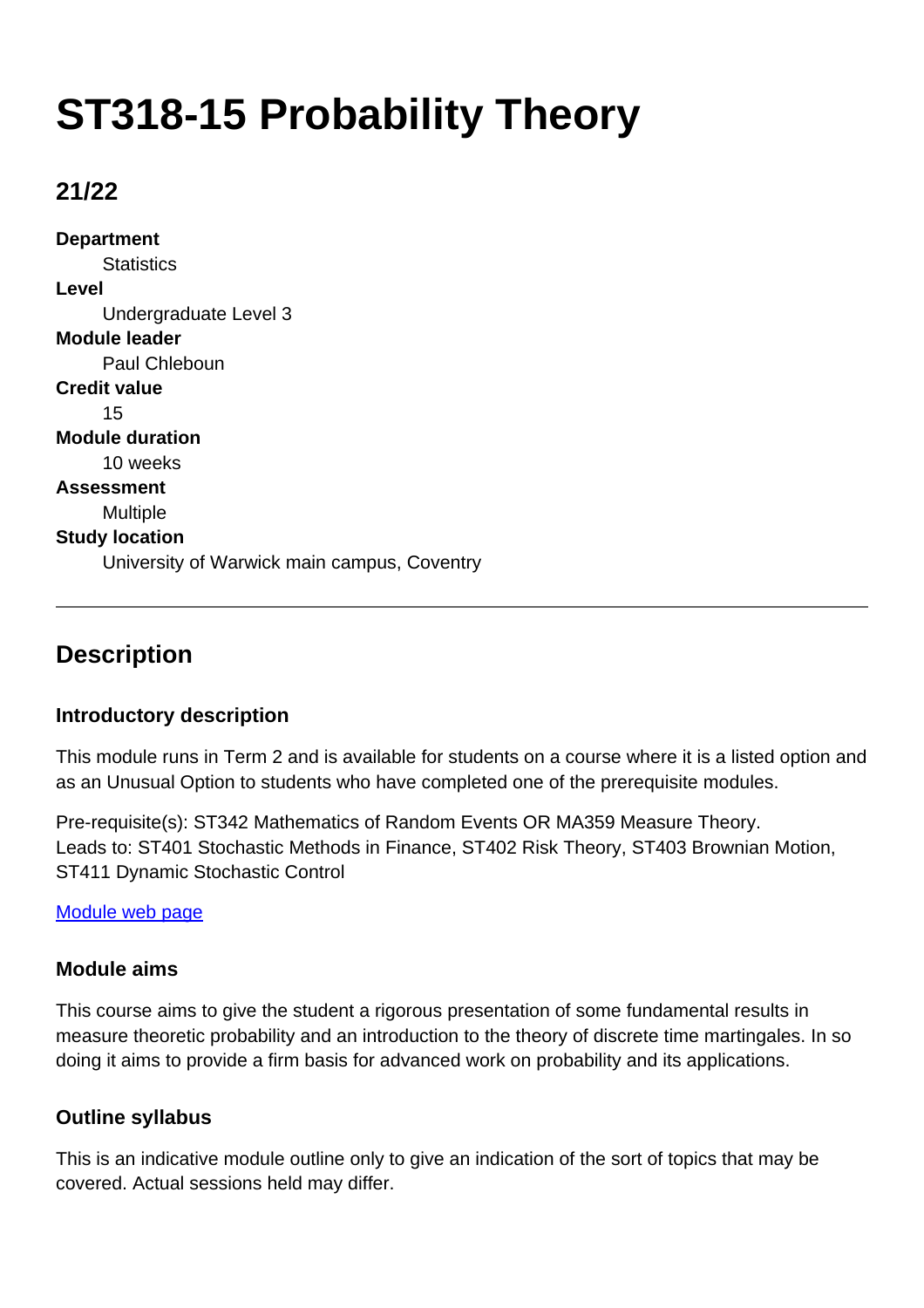# ST318-15 Probability Theory

## 21/22

**Department**
: Statistics

**Level**
: Undergraduate Level 3

**Module leader**
: Paul Chleboun

**Credit value**
: 15

**Module duration**
: 10 weeks

**Assessment**
: Multiple

**Study location**
: University of Warwick main campus, Coventry

---

## Description

### Introductory description

This module runs in Term 2 and is available for students on a course where it is a listed option and as an Unusual Option to students who have completed one of the prerequisite modules.

Pre-requisite(s): ST342 Mathematics of Random Events OR MA359 Measure Theory.
Leads to: ST401 Stochastic Methods in Finance, ST402 Risk Theory, ST403 Brownian Motion, ST411 Dynamic Stochastic Control

Module web page

### Module aims

This course aims to give the student a rigorous presentation of some fundamental results in measure theoretic probability and an introduction to the theory of discrete time martingales. In so doing it aims to provide a firm basis for advanced work on probability and its applications.

### Outline syllabus

This is an indicative module outline only to give an indication of the sort of topics that may be covered. Actual sessions held may differ.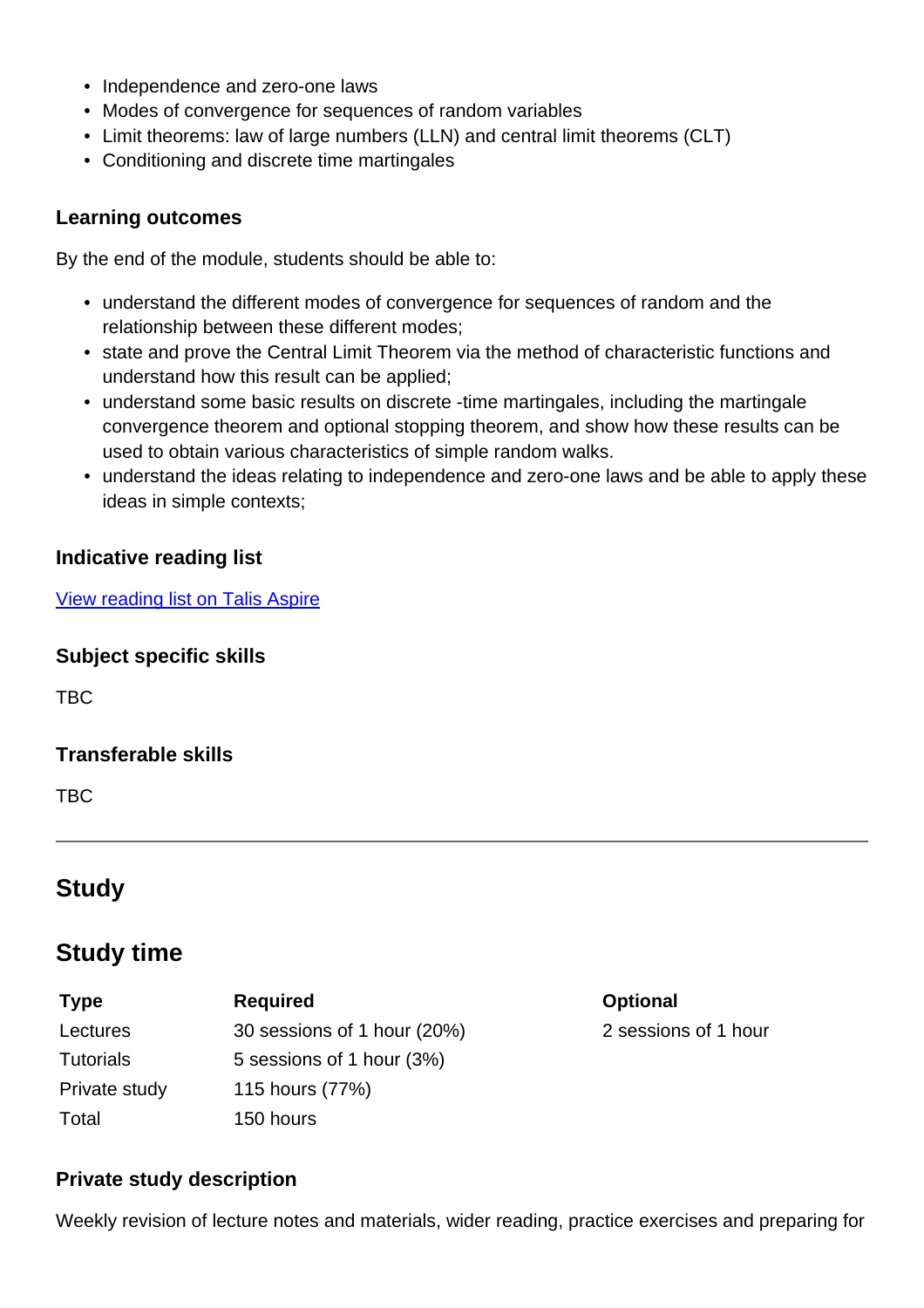- Independence and zero-one laws
- Modes of convergence for sequences of random variables
- Limit theorems: law of large numbers (LLN) and central limit theorems (CLT)
- Conditioning and discrete time martingales

### Learning outcomes

By the end of the module, students should be able to:

- understand the different modes of convergence for sequences of random and the relationship between these different modes;
- state and prove the Central Limit Theorem via the method of characteristic functions and understand how this result can be applied;
- understand some basic results on discrete -time martingales, including the martingale convergence theorem and optional stopping theorem, and show how these results can be used to obtain various characteristics of simple random walks.
- understand the ideas relating to independence and zero-one laws and be able to apply these ideas in simple contexts;

### Indicative reading list

[View reading list on Talis Aspire]

### Subject specific skills

TBC

### Transferable skills

TBC

---

## Study

## Study time

| Type | Required | Optional |
| --- | --- | --- |
| Lectures | 30 sessions of 1 hour (20%) | 2 sessions of 1 hour |
| Tutorials | 5 sessions of 1 hour (3%) | |
| Private study | 115 hours (77%) | |
| Total | 150 hours | |

### Private study description

Weekly revision of lecture notes and materials, wider reading, practice exercises and preparing for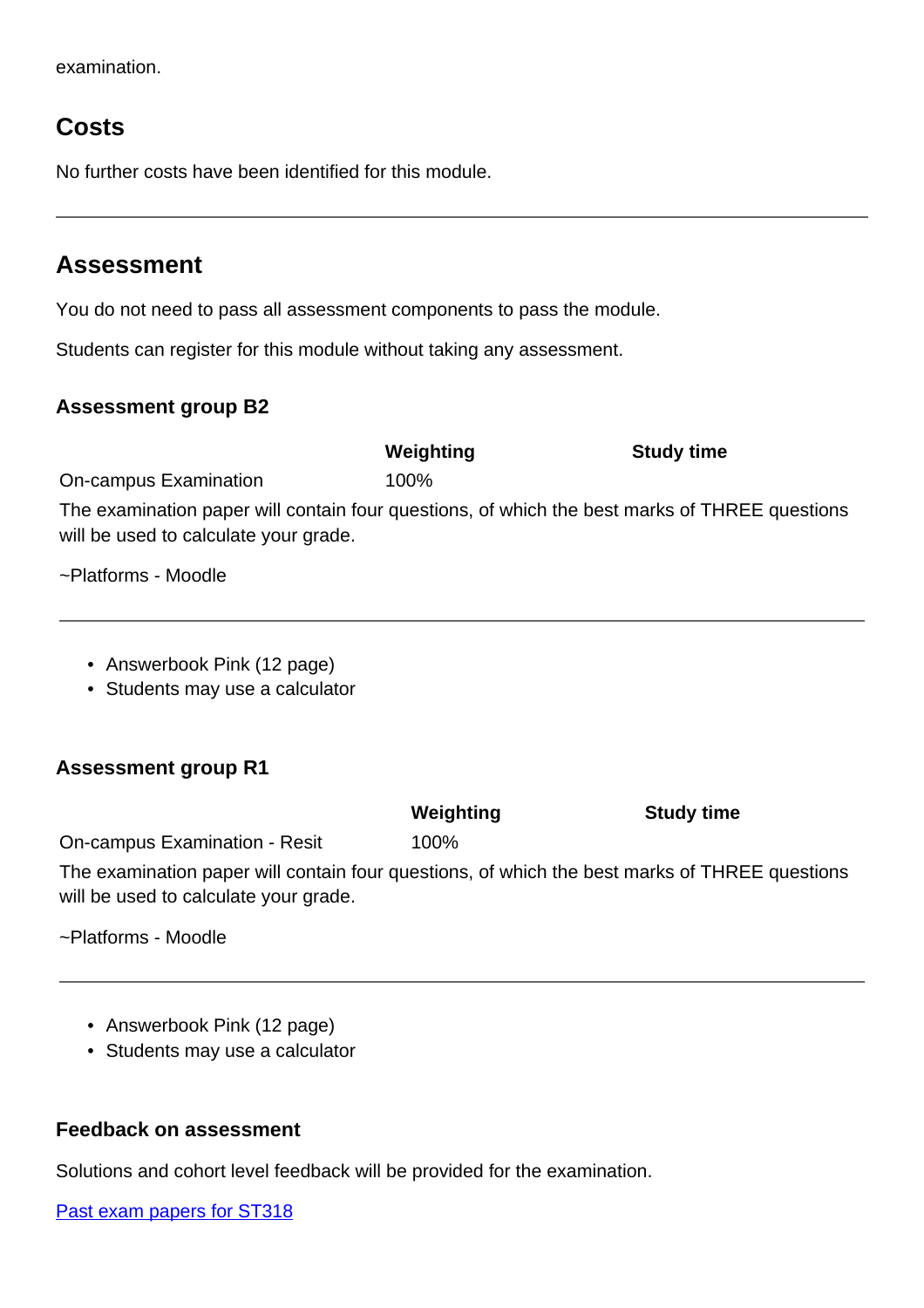examination.

## Costs

No further costs have been identified for this module.

---

## Assessment

You do not need to pass all assessment components to pass the module.

Students can register for this module without taking any assessment.

### Assessment group B2

| | Weighting | Study time |
|---|---|---|
| On-campus Examination | 100% | |

The examination paper will contain four questions, of which the best marks of THREE questions will be used to calculate your grade.

~Platforms - Moodle

---

- Answerbook Pink (12 page)
- Students may use a calculator

### Assessment group R1

| | Weighting | Study time |
|---|---|---|
| On-campus Examination - Resit | 100% | |

The examination paper will contain four questions, of which the best marks of THREE questions will be used to calculate your grade.

~Platforms - Moodle

---

- Answerbook Pink (12 page)
- Students may use a calculator

### Feedback on assessment

Solutions and cohort level feedback will be provided for the examination.

Past exam papers for ST318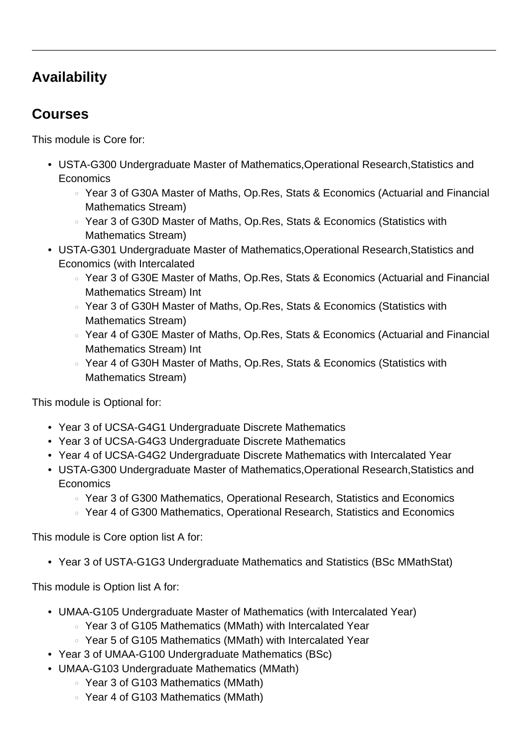---

## Availability

## Courses

This module is Core for:

- USTA-G300 Undergraduate Master of Mathematics,Operational Research,Statistics and Economics
  - Year 3 of G30A Master of Maths, Op.Res, Stats & Economics (Actuarial and Financial Mathematics Stream)
  - Year 3 of G30D Master of Maths, Op.Res, Stats & Economics (Statistics with Mathematics Stream)
- USTA-G301 Undergraduate Master of Mathematics,Operational Research,Statistics and Economics (with Intercalated
  - Year 3 of G30E Master of Maths, Op.Res, Stats & Economics (Actuarial and Financial Mathematics Stream) Int
  - Year 3 of G30H Master of Maths, Op.Res, Stats & Economics (Statistics with Mathematics Stream)
  - Year 4 of G30E Master of Maths, Op.Res, Stats & Economics (Actuarial and Financial Mathematics Stream) Int
  - Year 4 of G30H Master of Maths, Op.Res, Stats & Economics (Statistics with Mathematics Stream)

This module is Optional for:

- Year 3 of UCSA-G4G1 Undergraduate Discrete Mathematics
- Year 3 of UCSA-G4G3 Undergraduate Discrete Mathematics
- Year 4 of UCSA-G4G2 Undergraduate Discrete Mathematics with Intercalated Year
- USTA-G300 Undergraduate Master of Mathematics,Operational Research,Statistics and Economics
  - Year 3 of G300 Mathematics, Operational Research, Statistics and Economics
  - Year 4 of G300 Mathematics, Operational Research, Statistics and Economics

This module is Core option list A for:

- Year 3 of USTA-G1G3 Undergraduate Mathematics and Statistics (BSc MMathStat)

This module is Option list A for:

- UMAA-G105 Undergraduate Master of Mathematics (with Intercalated Year)
  - Year 3 of G105 Mathematics (MMath) with Intercalated Year
  - Year 5 of G105 Mathematics (MMath) with Intercalated Year
- Year 3 of UMAA-G100 Undergraduate Mathematics (BSc)
- UMAA-G103 Undergraduate Mathematics (MMath)
  - Year 3 of G103 Mathematics (MMath)
  - Year 4 of G103 Mathematics (MMath)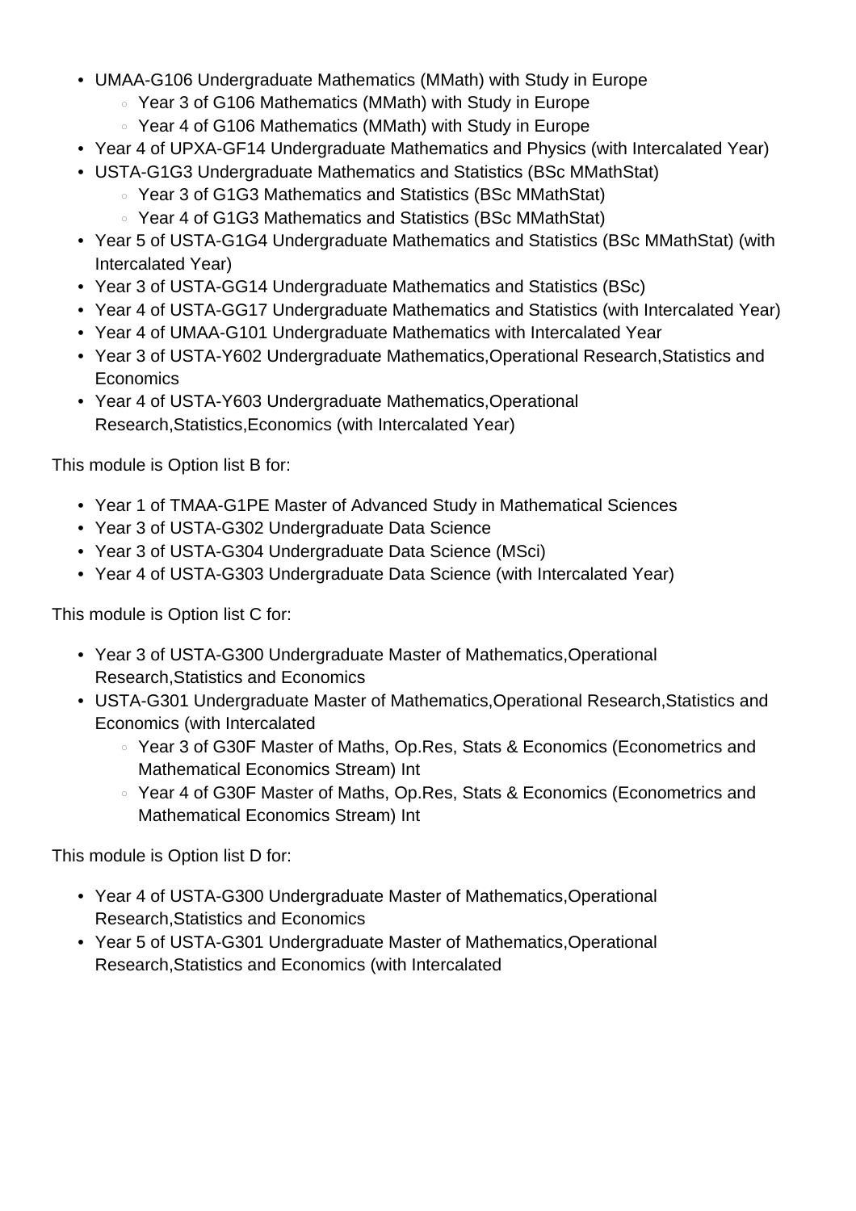- UMAA-G106 Undergraduate Mathematics (MMath) with Study in Europe
    - Year 3 of G106 Mathematics (MMath) with Study in Europe
    - Year 4 of G106 Mathematics (MMath) with Study in Europe
- Year 4 of UPXA-GF14 Undergraduate Mathematics and Physics (with Intercalated Year)
- USTA-G1G3 Undergraduate Mathematics and Statistics (BSc MMathStat)
    - Year 3 of G1G3 Mathematics and Statistics (BSc MMathStat)
    - Year 4 of G1G3 Mathematics and Statistics (BSc MMathStat)
- Year 5 of USTA-G1G4 Undergraduate Mathematics and Statistics (BSc MMathStat) (with Intercalated Year)
- Year 3 of USTA-GG14 Undergraduate Mathematics and Statistics (BSc)
- Year 4 of USTA-GG17 Undergraduate Mathematics and Statistics (with Intercalated Year)
- Year 4 of UMAA-G101 Undergraduate Mathematics with Intercalated Year
- Year 3 of USTA-Y602 Undergraduate Mathematics,Operational Research,Statistics and Economics
- Year 4 of USTA-Y603 Undergraduate Mathematics,Operational Research,Statistics,Economics (with Intercalated Year)

This module is Option list B for:

- Year 1 of TMAA-G1PE Master of Advanced Study in Mathematical Sciences
- Year 3 of USTA-G302 Undergraduate Data Science
- Year 3 of USTA-G304 Undergraduate Data Science (MSci)
- Year 4 of USTA-G303 Undergraduate Data Science (with Intercalated Year)

This module is Option list C for:

- Year 3 of USTA-G300 Undergraduate Master of Mathematics,Operational Research,Statistics and Economics
- USTA-G301 Undergraduate Master of Mathematics,Operational Research,Statistics and Economics (with Intercalated
    - Year 3 of G30F Master of Maths, Op.Res, Stats & Economics (Econometrics and Mathematical Economics Stream) Int
    - Year 4 of G30F Master of Maths, Op.Res, Stats & Economics (Econometrics and Mathematical Economics Stream) Int

This module is Option list D for:

- Year 4 of USTA-G300 Undergraduate Master of Mathematics,Operational Research,Statistics and Economics
- Year 5 of USTA-G301 Undergraduate Master of Mathematics,Operational Research,Statistics and Economics (with Intercalated